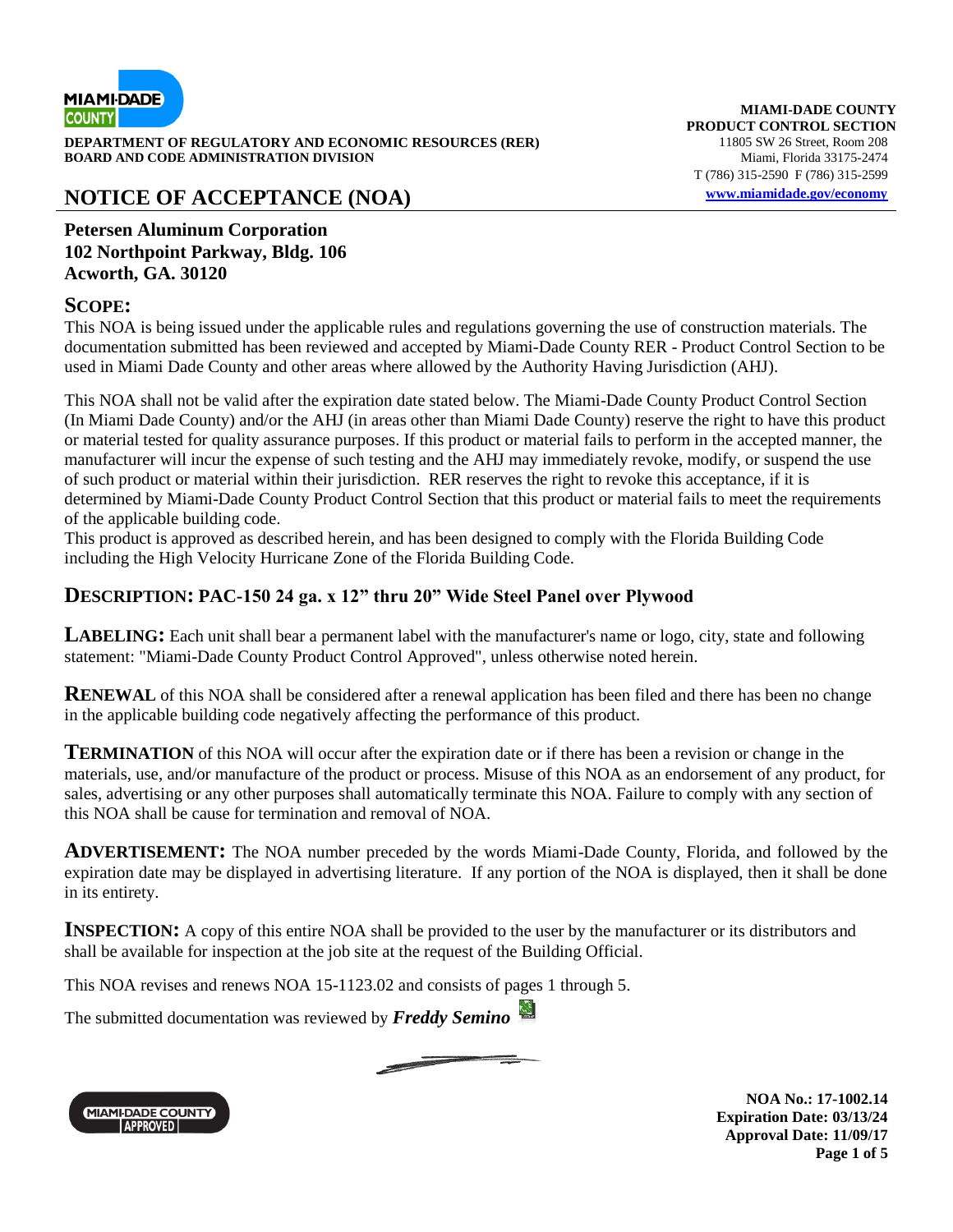**DEPARTMENT OF REGULATORY AND ECONOMIC RESOURCES (RER)**
**BOARD AND CODE ADMINISTRATION DIVISION**

**MIAMI-DADE COUNTY**
**PRODUCT CONTROL SECTION**
11805 SW 26 Street, Room 208
Miami, Florida 33175-2474
T (786) 315-2590 F (786) 315-2599
www.miamidade.gov/economy

# NOTICE OF ACCEPTANCE (NOA)

**Petersen Aluminum Corporation**
**102 Northpoint Parkway, Bldg. 106**
**Acworth, GA. 30120**

## SCOPE:

This NOA is being issued under the applicable rules and regulations governing the use of construction materials. The documentation submitted has been reviewed and accepted by Miami-Dade County RER - Product Control Section to be used in Miami Dade County and other areas where allowed by the Authority Having Jurisdiction (AHJ).

This NOA shall not be valid after the expiration date stated below. The Miami-Dade County Product Control Section (In Miami Dade County) and/or the AHJ (in areas other than Miami Dade County) reserve the right to have this product or material tested for quality assurance purposes. If this product or material fails to perform in the accepted manner, the manufacturer will incur the expense of such testing and the AHJ may immediately revoke, modify, or suspend the use of such product or material within their jurisdiction. RER reserves the right to revoke this acceptance, if it is determined by Miami-Dade County Product Control Section that this product or material fails to meet the requirements of the applicable building code.
This product is approved as described herein, and has been designed to comply with the Florida Building Code including the High Velocity Hurricane Zone of the Florida Building Code.

## DESCRIPTION: PAC-150 24 ga. x 12" thru 20" Wide Steel Panel over Plywood

**LABELING:** Each unit shall bear a permanent label with the manufacturer's name or logo, city, state and following statement: "Miami-Dade County Product Control Approved", unless otherwise noted herein.

**RENEWAL** of this NOA shall be considered after a renewal application has been filed and there has been no change in the applicable building code negatively affecting the performance of this product.

**TERMINATION** of this NOA will occur after the expiration date or if there has been a revision or change in the materials, use, and/or manufacture of the product or process. Misuse of this NOA as an endorsement of any product, for sales, advertising or any other purposes shall automatically terminate this NOA. Failure to comply with any section of this NOA shall be cause for termination and removal of NOA.

**ADVERTISEMENT:** The NOA number preceded by the words Miami-Dade County, Florida, and followed by the expiration date may be displayed in advertising literature. If any portion of the NOA is displayed, then it shall be done in its entirety.

**INSPECTION:** A copy of this entire NOA shall be provided to the user by the manufacturer or its distributors and shall be available for inspection at the job site at the request of the Building Official.

This NOA revises and renews NOA 15-1123.02 and consists of pages 1 through 5.

The submitted documentation was reviewed by ***Freddy Semino***

**NOA No.: 17-1002.14**
**Expiration Date: 03/13/24**
**Approval Date: 11/09/17**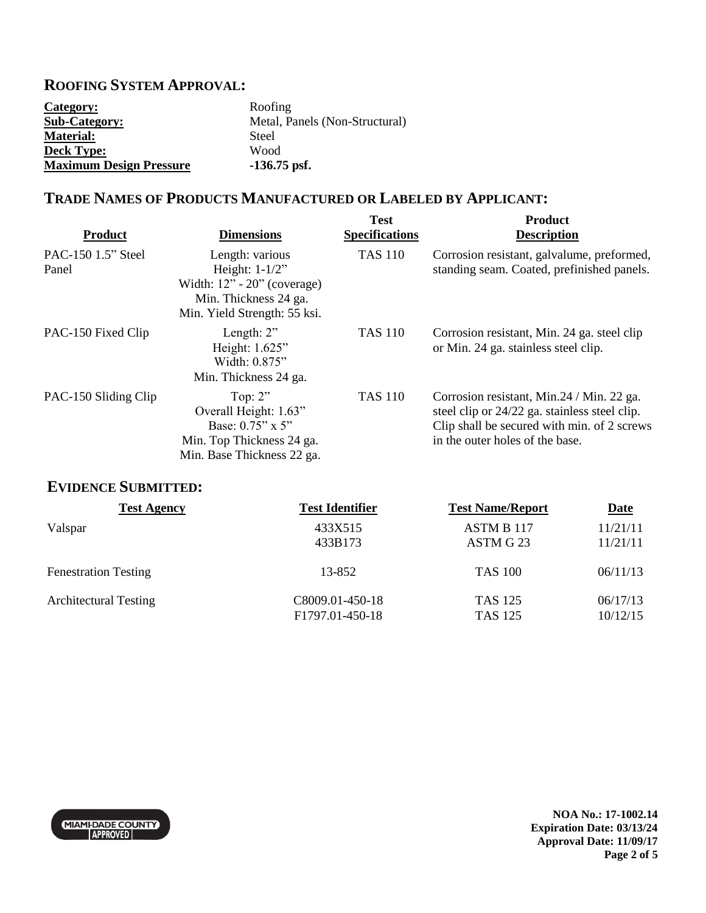## ROOFING SYSTEM APPROVAL:

| | |
|---|---|
| **Category:** | Roofing |
| **Sub-Category:** | Metal, Panels (Non-Structural) |
| **Material:** | Steel |
| **Deck Type:** | Wood |
| **Maximum Design Pressure** | **-136.75 psf.** |

## TRADE NAMES OF PRODUCTS MANUFACTURED OR LABELED BY APPLICANT:

| Product | Dimensions | Test Specifications | Product Description |
|---|---|---|---|
| PAC-150 1.5" Steel Panel | Length: various<br>Height: 1-1/2"<br>Width: 12" - 20" (coverage)<br>Min. Thickness 24 ga.<br>Min. Yield Strength: 55 ksi. | TAS 110 | Corrosion resistant, galvalume, preformed, standing seam. Coated, prefinished panels. |
| PAC-150 Fixed Clip | Length: 2"<br>Height: 1.625"<br>Width: 0.875"<br>Min. Thickness 24 ga. | TAS 110 | Corrosion resistant, Min. 24 ga. steel clip or Min. 24 ga. stainless steel clip. |
| PAC-150 Sliding Clip | Top: 2"<br>Overall Height: 1.63"<br>Base: 0.75" x 5"<br>Min. Top Thickness 24 ga.<br>Min. Base Thickness 22 ga. | TAS 110 | Corrosion resistant, Min.24 / Min. 22 ga. steel clip or 24/22 ga. stainless steel clip. Clip shall be secured with min. of 2 screws in the outer holes of the base. |

## EVIDENCE SUBMITTED:

| Test Agency | Test Identifier | Test Name/Report | Date |
|---|---|---|---|
| Valspar | 433X515<br>433B173 | ASTM B 117<br>ASTM G 23 | 11/21/11<br>11/21/11 |
| Fenestration Testing | 13-852 | TAS 100 | 06/11/13 |
| Architectural Testing | C8009.01-450-18<br>F1797.01-450-18 | TAS 125<br>TAS 125 | 06/17/13<br>10/12/15 |

MIAMI-DADE COUNTY APPROVED

**NOA No.: 17-1002.14**
**Expiration Date: 03/13/24**
**Approval Date: 11/09/17**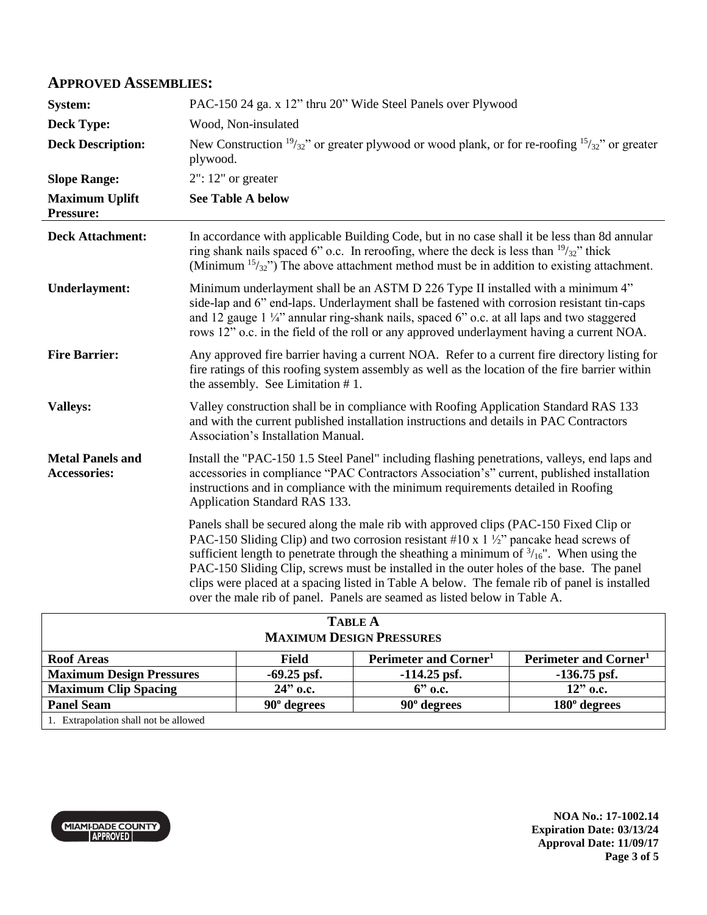## APPROVED ASSEMBLIES:

| | |
|---|---|
| **System:** | PAC-150 24 ga. x 12" thru 20" Wide Steel Panels over Plywood |
| **Deck Type:** | Wood, Non-insulated |
| **Deck Description:** | New Construction $^{19}/_{32}$" or greater plywood or wood plank, or for re-roofing $^{15}/_{32}$" or greater plywood. |
| **Slope Range:** | 2": 12" or greater |
| **Maximum Uplift Pressure:** | **See Table A below** |

**Deck Attachment:** In accordance with applicable Building Code, but in no case shall it be less than 8d annular ring shank nails spaced 6" o.c. In reroofing, where the deck is less than $^{19}/_{32}$" thick (Minimum $^{15}/_{32}$") The above attachment method must be in addition to existing attachment.

**Underlayment:** Minimum underlayment shall be an ASTM D 226 Type II installed with a minimum 4" side-lap and 6" end-laps. Underlayment shall be fastened with corrosion resistant tin-caps and 12 gauge 1 ¼" annular ring-shank nails, spaced 6" o.c. at all laps and two staggered rows 12" o.c. in the field of the roll or any approved underlayment having a current NOA.

**Fire Barrier:** Any approved fire barrier having a current NOA. Refer to a current fire directory listing for fire ratings of this roofing system assembly as well as the location of the fire barrier within the assembly. See Limitation # 1.

**Valleys:** Valley construction shall be in compliance with Roofing Application Standard RAS 133 and with the current published installation instructions and details in PAC Contractors Association's Installation Manual.

**Metal Panels and Accessories:** Install the "PAC-150 1.5 Steel Panel" including flashing penetrations, valleys, end laps and accessories in compliance "PAC Contractors Association's" current, published installation instructions and in compliance with the minimum requirements detailed in Roofing Application Standard RAS 133.

Panels shall be secured along the male rib with approved clips (PAC-150 Fixed Clip or PAC-150 Sliding Clip) and two corrosion resistant #10 x 1 ½" pancake head screws of sufficient length to penetrate through the sheathing a minimum of $^{3}/_{16}$". When using the PAC-150 Sliding Clip, screws must be installed in the outer holes of the base. The panel clips were placed at a spacing listed in Table A below. The female rib of panel is installed over the male rib of panel. Panels are seamed as listed below in Table A.

**TABLE A**
**MAXIMUM DESIGN PRESSURES**

| Roof Areas | Field | Perimeter and Corner[1] | Perimeter and Corner[1] |
|---|---|---|---|
| **Maximum Design Pressures** | -69.25 psf. | -114.25 psf. | -136.75 psf. |
| **Maximum Clip Spacing** | 24" o.c. | 6" o.c. | 12" o.c. |
| **Panel Seam** | 90º degrees | 90º degrees | 180º degrees |

1. Extrapolation shall not be allowed

**NOA No.: 17-1002.14**
**Expiration Date: 03/13/24**
**Approval Date: 11/09/17**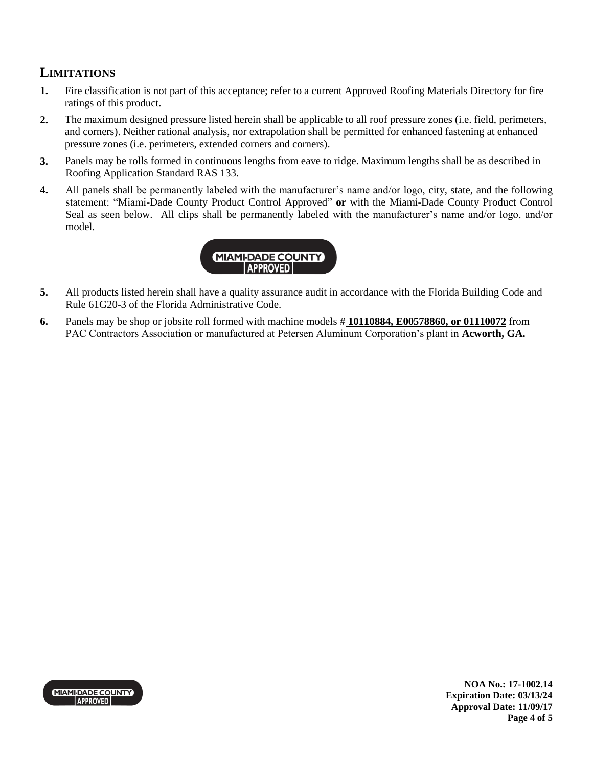## LIMITATIONS

1. Fire classification is not part of this acceptance; refer to a current Approved Roofing Materials Directory for fire ratings of this product.
2. The maximum designed pressure listed herein shall be applicable to all roof pressure zones (i.e. field, perimeters, and corners). Neither rational analysis, nor extrapolation shall be permitted for enhanced fastening at enhanced pressure zones (i.e. perimeters, extended corners and corners).
3. Panels may be rolls formed in continuous lengths from eave to ridge. Maximum lengths shall be as described in Roofing Application Standard RAS 133.
4. All panels shall be permanently labeled with the manufacturer's name and/or logo, city, state, and the following statement: "Miami-Dade County Product Control Approved" **or** with the Miami-Dade County Product Control Seal as seen below. All clips shall be permanently labeled with the manufacturer's name and/or logo, and/or model.

   MIAMI-DADE COUNTY APPROVED

5. All products listed herein shall have a quality assurance audit in accordance with the Florida Building Code and Rule 61G20-3 of the Florida Administrative Code.
6. Panels may be shop or jobsite roll formed with machine models # **10110884, E00578860, or 01110072** from PAC Contractors Association or manufactured at Petersen Aluminum Corporation's plant in **Acworth, GA.**

**NOA No.: 17-1002.14**
**Expiration Date: 03/13/24**
**Approval Date: 11/09/17**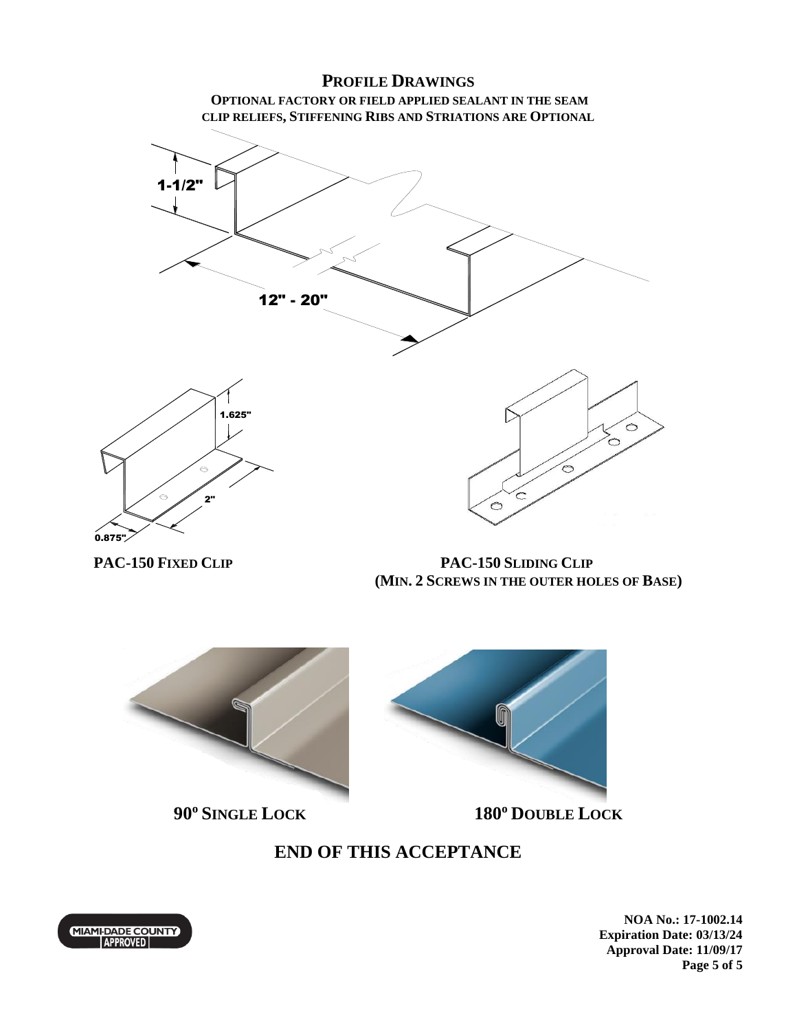# PROFILE DRAWINGS

**OPTIONAL FACTORY OR FIELD APPLIED SEALANT IN THE SEAM**
**CLIP RELIEFS, STIFFENING RIBS AND STRIATIONS ARE OPTIONAL**

1-1/2"

12" - 20"

1.625"

2"

0.875"

**PAC-150 FIXED CLIP**

**PAC-150 SLIDING CLIP**
**(MIN. 2 SCREWS IN THE OUTER HOLES OF BASE)**

**90º SINGLE LOCK**

**180º DOUBLE LOCK**

## END OF THIS ACCEPTANCE

**NOA No.: 17-1002.14**
**Expiration Date: 03/13/24**
**Approval Date: 11/09/17**